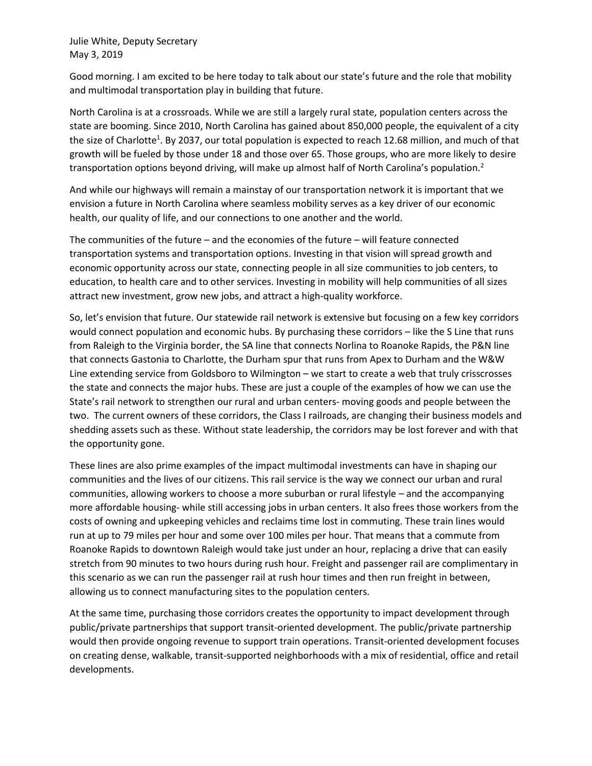Julie White, Deputy Secretary
May 3, 2019

Good morning. I am excited to be here today to talk about our state's future and the role that mobility and multimodal transportation play in building that future.

North Carolina is at a crossroads. While we are still a largely rural state, population centers across the state are booming. Since 2010, North Carolina has gained about 850,000 people, the equivalent of a city the size of Charlotte[1]. By 2037, our total population is expected to reach 12.68 million, and much of that growth will be fueled by those under 18 and those over 65. Those groups, who are more likely to desire transportation options beyond driving, will make up almost half of North Carolina's population.[2]

And while our highways will remain a mainstay of our transportation network it is important that we envision a future in North Carolina where seamless mobility serves as a key driver of our economic health, our quality of life, and our connections to one another and the world.

The communities of the future – and the economies of the future – will feature connected transportation systems and transportation options. Investing in that vision will spread growth and economic opportunity across our state, connecting people in all size communities to job centers, to education, to health care and to other services. Investing in mobility will help communities of all sizes attract new investment, grow new jobs, and attract a high-quality workforce.

So, let's envision that future. Our statewide rail network is extensive but focusing on a few key corridors would connect population and economic hubs. By purchasing these corridors – like the S Line that runs from Raleigh to the Virginia border, the SA line that connects Norlina to Roanoke Rapids, the P&N line that connects Gastonia to Charlotte, the Durham spur that runs from Apex to Durham and the W&W Line extending service from Goldsboro to Wilmington – we start to create a web that truly crisscrosses the state and connects the major hubs. These are just a couple of the examples of how we can use the State's rail network to strengthen our rural and urban centers- moving goods and people between the two. The current owners of these corridors, the Class I railroads, are changing their business models and shedding assets such as these. Without state leadership, the corridors may be lost forever and with that the opportunity gone.

These lines are also prime examples of the impact multimodal investments can have in shaping our communities and the lives of our citizens. This rail service is the way we connect our urban and rural communities, allowing workers to choose a more suburban or rural lifestyle – and the accompanying more affordable housing- while still accessing jobs in urban centers. It also frees those workers from the costs of owning and upkeeping vehicles and reclaims time lost in commuting. These train lines would run at up to 79 miles per hour and some over 100 miles per hour. That means that a commute from Roanoke Rapids to downtown Raleigh would take just under an hour, replacing a drive that can easily stretch from 90 minutes to two hours during rush hour. Freight and passenger rail are complimentary in this scenario as we can run the passenger rail at rush hour times and then run freight in between, allowing us to connect manufacturing sites to the population centers.

At the same time, purchasing those corridors creates the opportunity to impact development through public/private partnerships that support transit-oriented development. The public/private partnership would then provide ongoing revenue to support train operations. Transit-oriented development focuses on creating dense, walkable, transit-supported neighborhoods with a mix of residential, office and retail developments.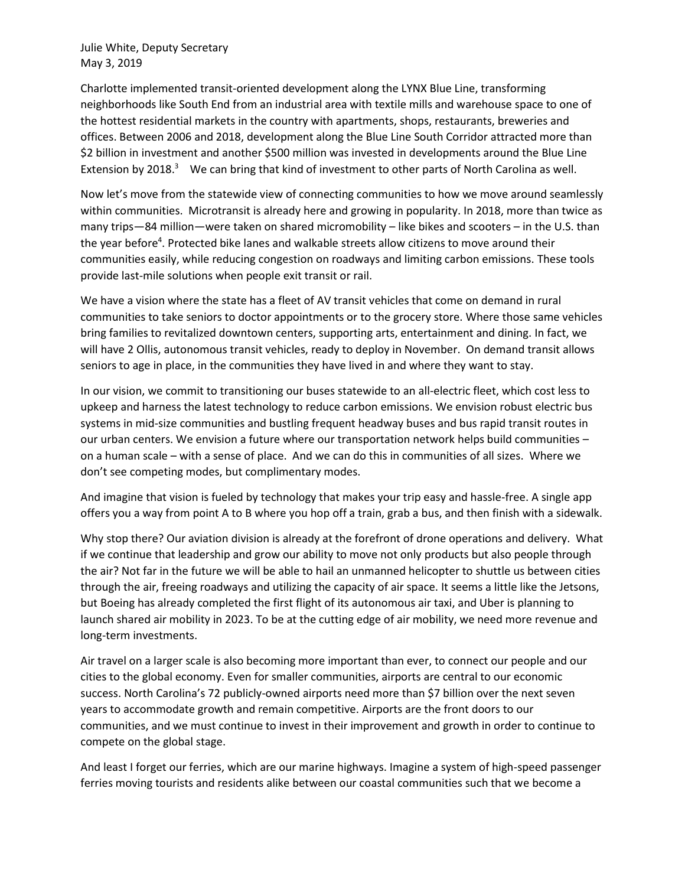Charlotte implemented transit-oriented development along the LYNX Blue Line, transforming neighborhoods like South End from an industrial area with textile mills and warehouse space to one of the hottest residential markets in the country with apartments, shops, restaurants, breweries and offices. Between 2006 and 2018, development along the Blue Line South Corridor attracted more than $2 billion in investment and another $500 million was invested in developments around the Blue Line Extension by 2018.[3] We can bring that kind of investment to other parts of North Carolina as well.

Now let's move from the statewide view of connecting communities to how we move around seamlessly within communities. Microtransit is already here and growing in popularity. In 2018, more than twice as many trips—84 million—were taken on shared micromobility – like bikes and scooters – in the U.S. than the year before[4]. Protected bike lanes and walkable streets allow citizens to move around their communities easily, while reducing congestion on roadways and limiting carbon emissions. These tools provide last-mile solutions when people exit transit or rail.

We have a vision where the state has a fleet of AV transit vehicles that come on demand in rural communities to take seniors to doctor appointments or to the grocery store. Where those same vehicles bring families to revitalized downtown centers, supporting arts, entertainment and dining. In fact, we will have 2 Ollis, autonomous transit vehicles, ready to deploy in November. On demand transit allows seniors to age in place, in the communities they have lived in and where they want to stay.

In our vision, we commit to transitioning our buses statewide to an all-electric fleet, which cost less to upkeep and harness the latest technology to reduce carbon emissions. We envision robust electric bus systems in mid-size communities and bustling frequent headway buses and bus rapid transit routes in our urban centers. We envision a future where our transportation network helps build communities – on a human scale – with a sense of place. And we can do this in communities of all sizes. Where we don't see competing modes, but complimentary modes.

And imagine that vision is fueled by technology that makes your trip easy and hassle-free. A single app offers you a way from point A to B where you hop off a train, grab a bus, and then finish with a sidewalk.

Why stop there? Our aviation division is already at the forefront of drone operations and delivery. What if we continue that leadership and grow our ability to move not only products but also people through the air? Not far in the future we will be able to hail an unmanned helicopter to shuttle us between cities through the air, freeing roadways and utilizing the capacity of air space. It seems a little like the Jetsons, but Boeing has already completed the first flight of its autonomous air taxi, and Uber is planning to launch shared air mobility in 2023. To be at the cutting edge of air mobility, we need more revenue and long-term investments.

Air travel on a larger scale is also becoming more important than ever, to connect our people and our cities to the global economy. Even for smaller communities, airports are central to our economic success. North Carolina's 72 publicly-owned airports need more than $7 billion over the next seven years to accommodate growth and remain competitive. Airports are the front doors to our communities, and we must continue to invest in their improvement and growth in order to continue to compete on the global stage.

And least I forget our ferries, which are our marine highways. Imagine a system of high-speed passenger ferries moving tourists and residents alike between our coastal communities such that we become a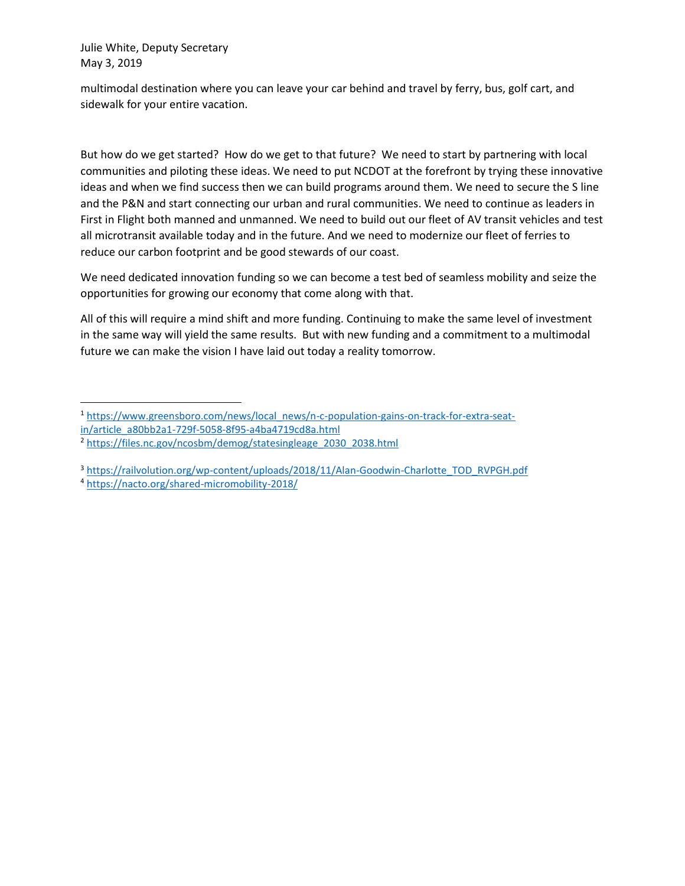multimodal destination where you can leave your car behind and travel by ferry, bus, golf cart, and sidewalk for your entire vacation.

But how do we get started? How do we get to that future? We need to start by partnering with local communities and piloting these ideas. We need to put NCDOT at the forefront by trying these innovative ideas and when we find success then we can build programs around them. We need to secure the S line and the P&N and start connecting our urban and rural communities. We need to continue as leaders in First in Flight both manned and unmanned. We need to build out our fleet of AV transit vehicles and test all microtransit available today and in the future. And we need to modernize our fleet of ferries to reduce our carbon footprint and be good stewards of our coast.

We need dedicated innovation funding so we can become a test bed of seamless mobility and seize the opportunities for growing our economy that come along with that.

All of this will require a mind shift and more funding. Continuing to make the same level of investment in the same way will yield the same results. But with new funding and a commitment to a multimodal future we can make the vision I have laid out today a reality tomorrow.

---

[1] https://www.greensboro.com/news/local_news/n-c-population-gains-on-track-for-extra-seat-in/article_a80bb2a1-729f-5058-8f95-a4ba4719cd8a.html

[2] https://files.nc.gov/ncosbm/demog/statesingleage_2030_2038.html

[3] https://railvolution.org/wp-content/uploads/2018/11/Alan-Goodwin-Charlotte_TOD_RVPGH.pdf

[4] https://nacto.org/shared-micromobility-2018/